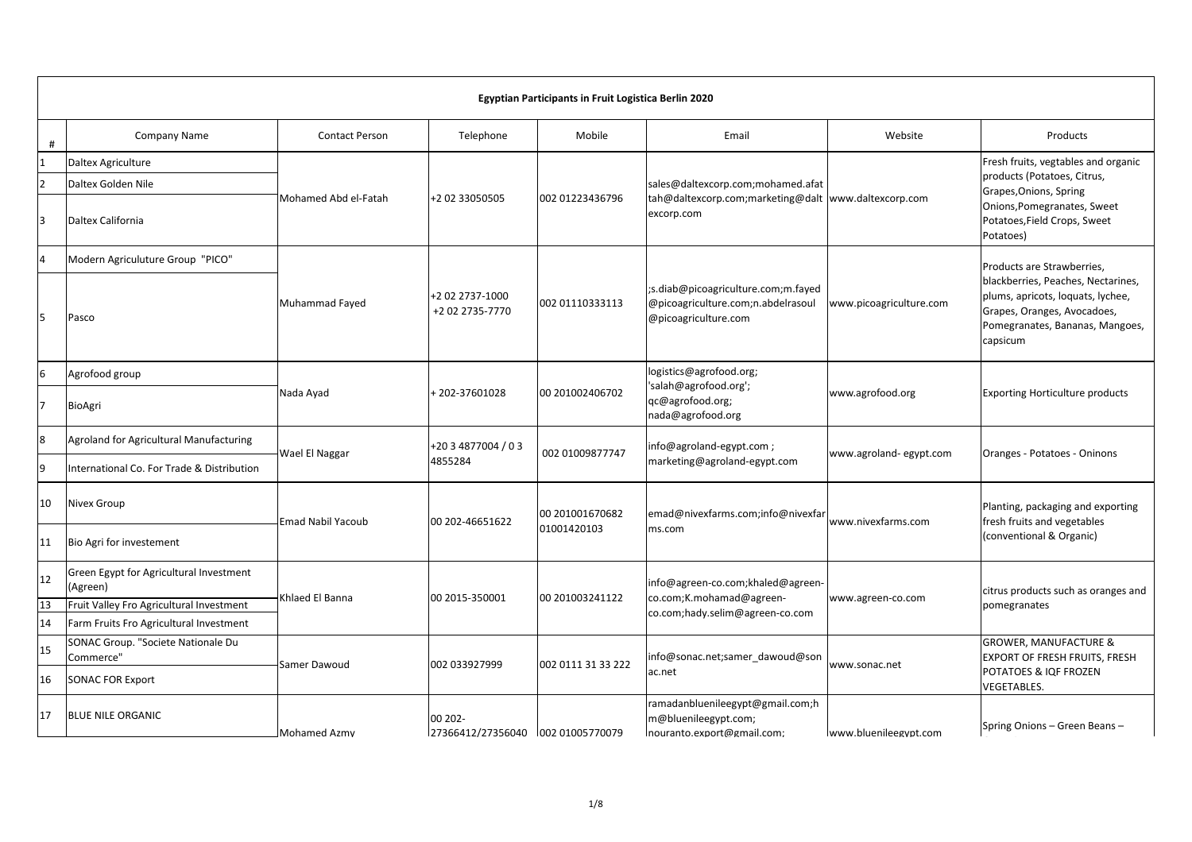# Egyptian Participants in Fruit Logistica Berlin 2020

| # | Company Name | Contact Person | Telephone | Mobile | Email | Website | Products |
|---|---|---|---|---|---|---|---|
| 1 | Daltex Agriculture | Mohamed Abd el-Fatah | +2 02 33050505 | 002 01223436796 | sales@daltexcorp.com;mohamed.afattah@daltexcorp.com;marketing@daltexcorp.com | www.daltexcorp.com | Fresh fruits, vegtables and organic products (Potatoes, Citrus, Grapes,Onions, Spring Onions,Pomegranates, Sweet Potatoes,Field Crops, Sweet Potatoes) |
| 2 | Daltex Golden Nile | | | | | | |
| 3 | Daltex California | | | | | | |
| 4 | Modern Agriculuture Group "PICO" | Muhammad Fayed | +2 02 2737-1000<br>+2 02 2735-7770 | 002 01110333113 | ;s.diab@picoagriculture.com;m.fayed@picoagriculture.com;n.abdelrasoul@picoagriculture.com | www.picoagriculture.com | Products are Strawberries, blackberries, Peaches, Nectarines, plums, apricots, loquats, lychee, Grapes, Oranges, Avocadoes, Pomegranates, Bananas, Mangoes, capsicum |
| 5 | Pasco | | | | | | |
| 6 | Agrofood group | Nada Ayad | + 202-37601028 | 00 201002406702 | logistics@agrofood.org; 'salah@agrofood.org'; qc@agrofood.org; nada@agrofood.org | www.agrofood.org | Exporting Horticulture products |
| 7 | BioAgri | | | | | | |
| 8 | Agroland for Agricultural Manufacturing | Wael El Naggar | +20 3 4877004 / 0 3 4855284 | 002 01009877747 | info@agroland-egypt.com ; marketing@agroland-egypt.com | www.agroland- egypt.com | Oranges - Potatoes - Oninons |
| 9 | International Co. For Trade & Distribution | | | | | | |
| 10 | Nivex Group | Emad Nabil Yacoub | 00 202-46651622 | 00 201001670682<br>01001420103 | emad@nivexfarms.com;info@nivexfarms.com | www.nivexfarms.com | Planting, packaging and exporting fresh fruits and vegetables (conventional & Organic) |
| 11 | Bio Agri for investement | | | | | | |
| 12 | Green Egypt for Agricultural Investment (Agreen) | Khlaed El Banna | 00 2015-350001 | 00 201003241122 | info@agreen-co.com;khaled@agreen-co.com;K.mohamad@agreen-co.com;hady.selim@agreen-co.com | www.agreen-co.com | citrus products such as oranges and pomegranates |
| 13 | Fruit Valley Fro Agricultural Investment | | | | | | |
| 14 | Farm Fruits Fro Agricultural Investment | | | | | | |
| 15 | SONAC Group. "Societe Nationale Du Commerce" | Samer Dawoud | 002 033927999 | 002 0111 31 33 222 | info@sonac.net;samer_dawoud@sonac.net | www.sonac.net | GROWER, MANUFACTURE & EXPORT OF FRESH FRUITS, FRESH POTATOES & IQF FROZEN VEGETABLES. |
| 16 | SONAC FOR Export | | | | | | |
| 17 | BLUE NILE ORGANIC | Mohamed Azmy | 00 202-27366412/27356040 | 002 01005770079 | ramadanblueniIeegypt@gmail.com;hm@bluenileegypt.com; nouranto.export@gmail.com; | www.bluenileegypt.com | Spring Onions – Green Beans – |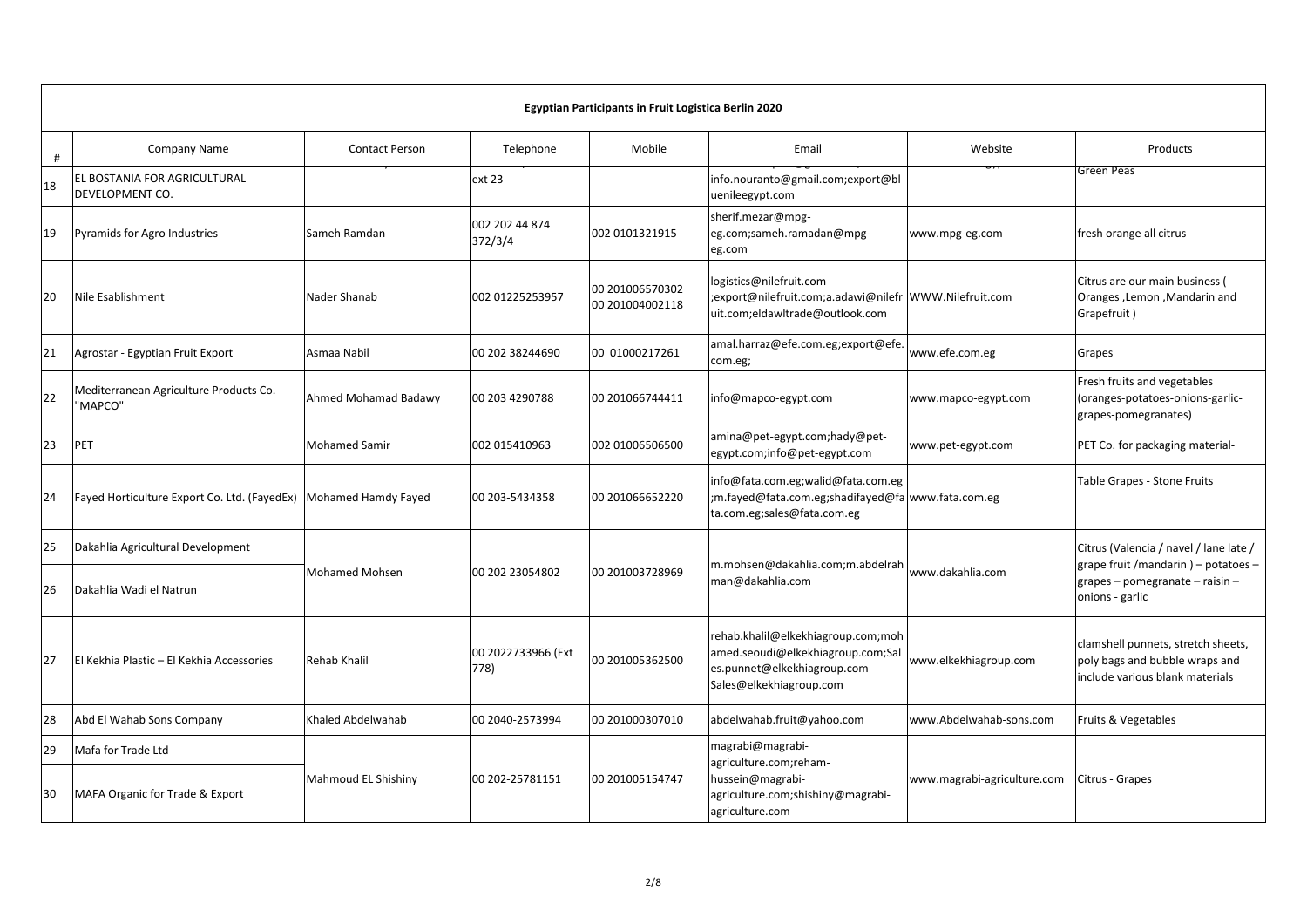**Egyptian Participants in Fruit Logistica Berlin 2020**

| # | Company Name | Contact Person | Telephone | Mobile | Email | Website | Products |
|---|---|---|---|---|---|---|---|
| 18 | EL BOSTANIA FOR AGRICULTURAL DEVELOPMENT CO. | | ext 23 | | info.nouranto@gmail.com;export@bluenileegypt.com | | Green Peas |
| 19 | Pyramids for Agro Industries | Sameh Ramdan | 002 202 44 874 372/3/4 | 002 0101321915 | sherif.mezar@mpg-eg.com;sameh.ramadan@mpg-eg.com | www.mpg-eg.com | fresh orange all citrus |
| 20 | Nile Esablishment | Nader Shanab | 002 01225253957 | 00 201006570302 00 201004002118 | logistics@nilefruit.com ;export@nilefruit.com;a.adawi@nilefruit.com;eldawltrade@outlook.com | WWW.Nilefruit.com | Citrus are our main business ( Oranges ,Lemon ,Mandarin and Grapefruit ) |
| 21 | Agrostar - Egyptian Fruit Export | Asmaa Nabil | 00 202 38244690 | 00 01000217261 | amal.harraz@efe.com.eg;export@efe.com.eg; | www.efe.com.eg | Grapes |
| 22 | Mediterranean Agriculture Products Co. "MAPCO" | Ahmed Mohamad Badawy | 00 203 4290788 | 00 201066744411 | info@mapco-egypt.com | www.mapco-egypt.com | Fresh fruits and vegetables (oranges-potatoes-onions-garlic-grapes-pomegranates) |
| 23 | PET | Mohamed Samir | 002 015410963 | 002 01006506500 | amina@pet-egypt.com;hady@pet-egypt.com;info@pet-egypt.com | www.pet-egypt.com | PET Co. for packaging material- |
| 24 | Fayed Horticulture Export Co. Ltd. (FayedEx) | Mohamed Hamdy Fayed | 00 203-5434358 | 00 201066652220 | info@fata.com.eg;walid@fata.com.eg ;m.fayed@fata.com.eg;shadifayed@fata.com.eg;sales@fata.com.eg | www.fata.com.eg | Table Grapes - Stone Fruits |
| 25 | Dakahlia Agricultural Development | Mohamed Mohsen | 00 202 23054802 | 00 201003728969 | m.mohsen@dakahlia.com;m.abdelrahman@dakahlia.com | www.dakahlia.com | Citrus (Valencia / navel / lane late / grape fruit /mandarin ) – potatoes – grapes – pomegranate – raisin – onions - garlic |
| 26 | Dakahlia Wadi el Natrun | | | | | | |
| 27 | El Kekhia Plastic – El Kekhia Accessories | Rehab Khalil | 00 2022733966 (Ext 778) | 00 201005362500 | rehab.khalil@elkekhiagroup.com;mohamed.seoudi@elkekhiagroup.com;Sales.punnet@elkekhiagroup.com Sales@elkekhiagroup.com | www.elkekhiagroup.com | clamshell punnets, stretch sheets, poly bags and bubble wraps and include various blank materials |
| 28 | Abd El Wahab Sons Company | Khaled Abdelwahab | 00 2040-2573994 | 00 201000307010 | abdelwahab.fruit@yahoo.com | www.Abdelwahab-sons.com | Fruits & Vegetables |
| 29 | Mafa for Trade Ltd | Mahmoud EL Shishiny | 00 202-25781151 | 00 201005154747 | magrabi@magrabi-agriculture.com;reham-hussein@magrabi-agriculture.com;shishiny@magrabi-agriculture.com | www.magrabi-agriculture.com | Citrus - Grapes |
| 30 | MAFA Organic for Trade & Export | | | | | | |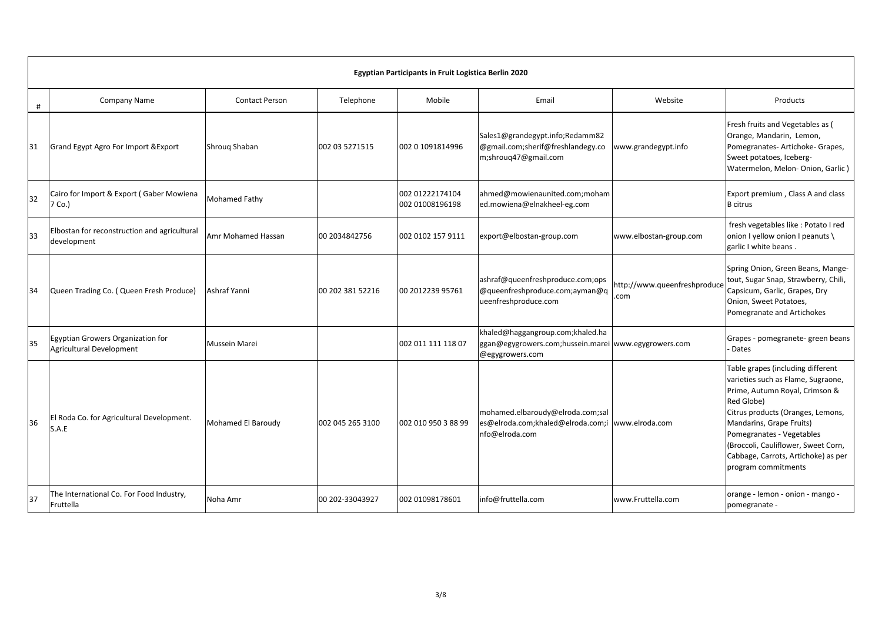| Egyptian Participants in Fruit Logistica Berlin 2020 | | | | | | | |
|---|---|---|---|---|---|---|---|
| # | Company Name | Contact Person | Telephone | Mobile | Email | Website | Products |
| 31 | Grand Egypt Agro For Import &Export | Shrouq Shaban | 002 03 5271515 | 002 0 1091814996 | Sales1@grandegypt.info;Redamm82@gmail.com;sherif@freshlandegy.com;shrouq47@gmail.com | www.grandegypt.info | Fresh fruits and Vegetables as ( Orange, Mandarin, Lemon, Pomegranates- Artichoke- Grapes, Sweet potatoes, Iceberg- Watermelon, Melon- Onion, Garlic ) |
| 32 | Cairo for Import & Export ( Gaber Mowiena 7 Co.) | Mohamed Fathy | | 002 01222174104 002 01008196198 | ahmed@mowienaunited.com;mohamed.mowiena@elnakheel-eg.com | | Export premium , Class A and class B citrus |
| 33 | Elbostan for reconstruction and agricultural development | Amr Mohamed Hassan | 00 2034842756 | 002 0102 157 9111 | export@elbostan-group.com | www.elbostan-group.com | fresh vegetables like : Potato I red onion I yellow onion I peanuts \ garlic I white beans . |
| 34 | Queen Trading Co. ( Queen Fresh Produce) | Ashraf Yanni | 00 202 381 52216 | 00 2012239 95761 | ashraf@queenfreshproduce.com;ops@queenfreshproduce.com;ayman@queenfreshproduce.com | http://www.queenfreshproduce.com | Spring Onion, Green Beans, Mange-tout, Sugar Snap, Strawberry, Chili, Capsicum, Garlic, Grapes, Dry Onion, Sweet Potatoes, Pomegranate and Artichokes |
| 35 | Egyptian Growers Organization for Agricultural Development | Mussein Marei | | 002 011 111 118 07 | khaled@haggangroup.com;khaled.haggan@egygrowers.com;hussein.marei@egygrowers.com | www.egygrowers.com | Grapes - pomegranete- green beans - Dates |
| 36 | El Roda Co. for Agricultural Development. S.A.E | Mohamed El Baroudy | 002 045 265 3100 | 002 010 950 3 88 99 | mohamed.elbaroudy@elroda.com;sales@elroda.com;khaled@elroda.com;info@elroda.com | www.elroda.com | Table grapes (including different varieties such as Flame, Sugraone, Prime, Autumn Royal, Crimson & Red Globe) Citrus products (Oranges, Lemons, Mandarins, Grape Fruits) Pomegranates - Vegetables (Broccoli, Cauliflower, Sweet Corn, Cabbage, Carrots, Artichoke) as per program commitments |
| 37 | The International Co. For Food Industry, Fruttella | Noha Amr | 00 202-33043927 | 002 01098178601 | info@fruttella.com | www.Fruttella.com | orange - lemon - onion - mango - pomegranate - |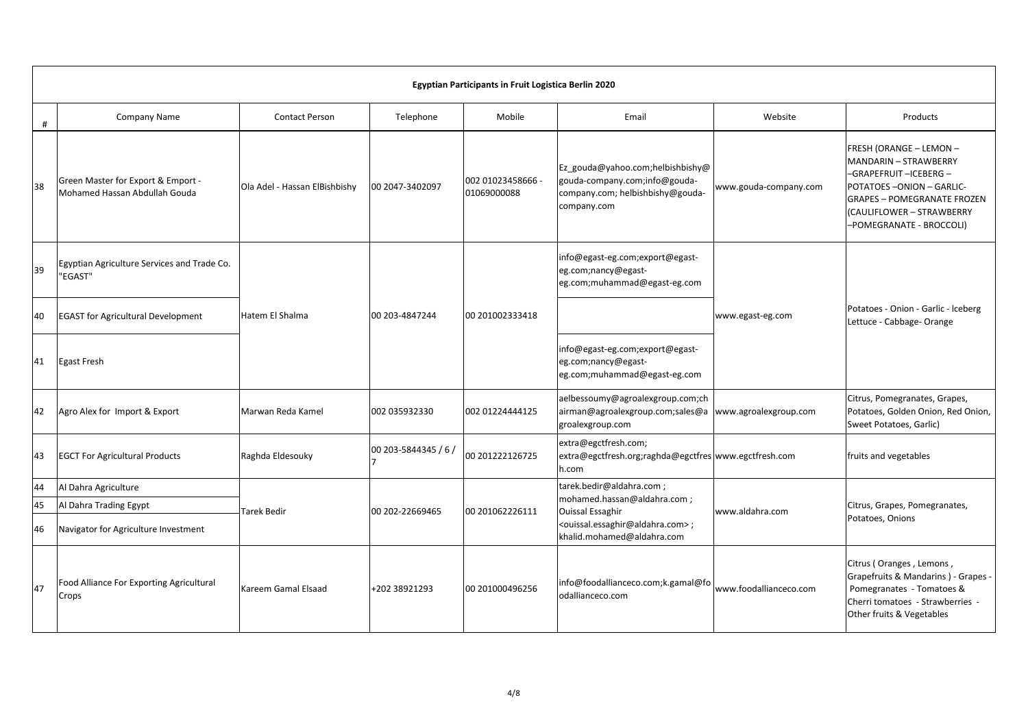| Egyptian Participants in Fruit Logistica Berlin 2020 | | | | | | | |
|---|---|---|---|---|---|---|---|
| # | Company Name | Contact Person | Telephone | Mobile | Email | Website | Products |
| 38 | Green Master for Export & Emport - Mohamed Hassan Abdullah Gouda | Ola Adel - Hassan ElBishbishy | 00 2047-3402097 | 002 01023458666 - 01069000088 | Ez_gouda@yahoo.com;helbishbishy@gouda-company.com;info@gouda-company.com; helbishbishy@gouda-company.com | www.gouda-company.com | FRESH (ORANGE – LEMON – MANDARIN – STRAWBERRY –GRAPEFRUIT –ICEBERG – POTATOES –ONION – GARLIC-GRAPES – POMEGRANATE FROZEN (CAULIFLOWER – STRAWBERRY –POMEGRANATE - BROCCOLI) |
| 39 | Egyptian Agriculture Services and Trade Co. "EGAST" | Hatem El Shalma | 00 203-4847244 | 00 201002333418 | info@egast-eg.com;export@egast-eg.com;nancy@egast-eg.com;muhammad@egast-eg.com | www.egast-eg.com | Potatoes - Onion - Garlic - Iceberg Lettuce - Cabbage- Orange |
| 40 | EGAST for Agricultural Development | | | | | | |
| 41 | Egast Fresh | | | | info@egast-eg.com;export@egast-eg.com;nancy@egast-eg.com;muhammad@egast-eg.com | | |
| 42 | Agro Alex for Import & Export | Marwan Reda Kamel | 002 035932330 | 002 01224444125 | aelbessoumy@agroalexgroup.com;chairman@agroalexgroup.com;sales@agroalexgroup.com | www.agroalexgroup.com | Citrus, Pomegranates, Grapes, Potatoes, Golden Onion, Red Onion, Sweet Potatoes, Garlic) |
| 43 | EGCT For Agricultural Products | Raghda Eldesouky | 00 203-5844345 / 6 / 7 | 00 201222126725 | extra@egctfresh.com; extra@egctfresh.org;raghda@egctfresh.com | www.egctfresh.com | fruits and vegetables |
| 44 | Al Dahra Agriculture | Tarek Bedir | 00 202-22669465 | 00 201062226111 | tarek.bedir@aldahra.com ; mohamed.hassan@aldahra.com ; Ouissal Essaghir <ouissal.essaghir@aldahra.com> ; khalid.mohamed@aldahra.com | www.aldahra.com | Citrus, Grapes, Pomegranates, Potatoes, Onions |
| 45 | Al Dahra Trading Egypt | | | | | | |
| 46 | Navigator for Agriculture Investment | | | | | | |
| 47 | Food Alliance For Exporting Agricultural Crops | Kareem Gamal Elsaad | +202 38921293 | 00 201000496256 | info@foodallianceco.com;k.gamal@foodallianceco.com | www.foodallianceco.com | Citrus ( Oranges , Lemons , Grapefruits & Mandarins ) - Grapes - Pomegranates - Tomatoes & Cherri tomatoes - Strawberries - Other fruits & Vegetables |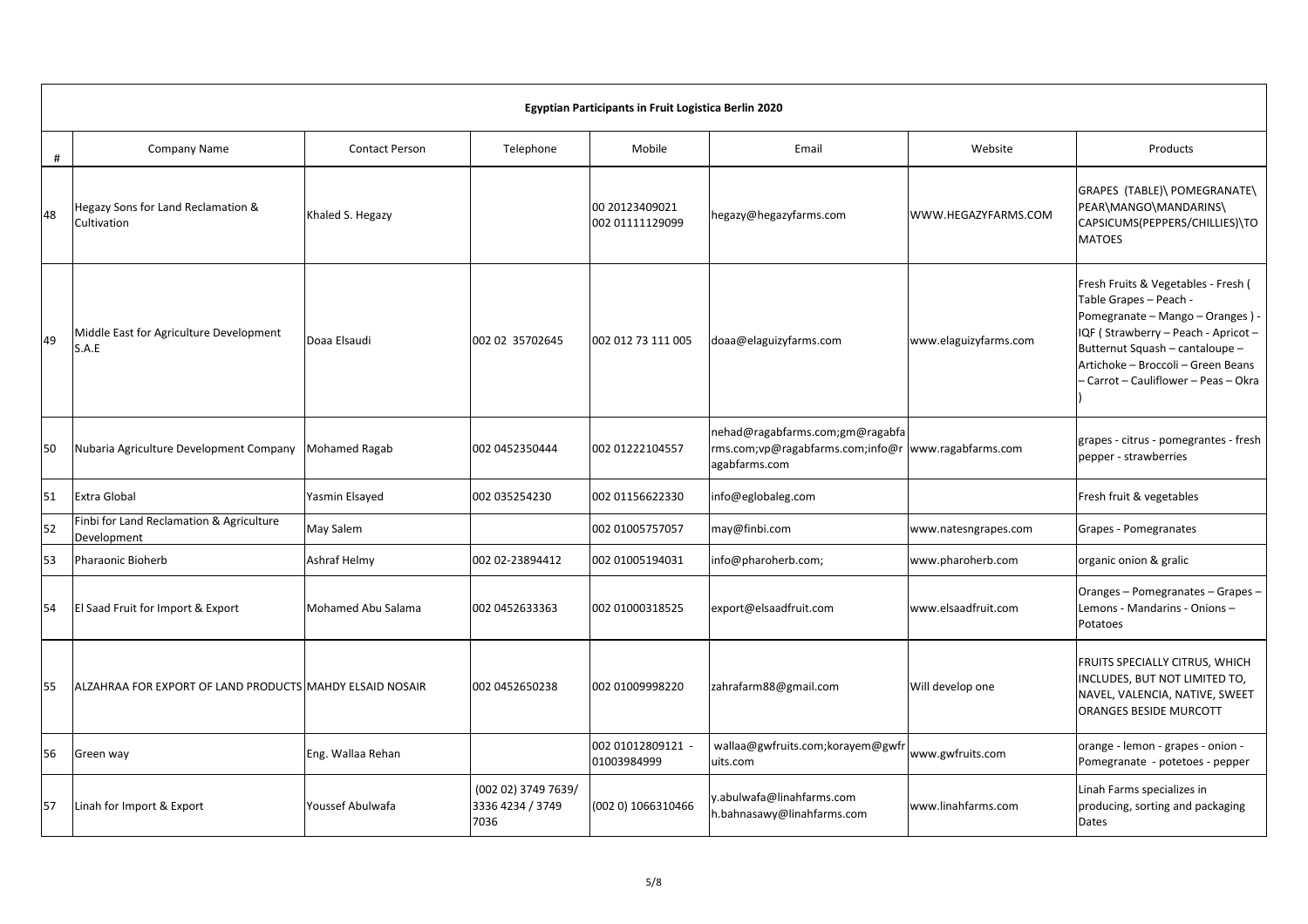| Egyptian Participants in Fruit Logistica Berlin 2020 | | | | | | | |
|---|---|---|---|---|---|---|---|
| # | Company Name | Contact Person | Telephone | Mobile | Email | Website | Products |
| 48 | Hegazy Sons for Land Reclamation & Cultivation | Khaled S. Hegazy | | 00 20123409021 002 01111129099 | hegazy@hegazyfarms.com | WWW.HEGAZYFARMS.COM | GRAPES (TABLE)\ POMEGRANATE\ PEAR\MANGO\MANDARINS\ CAPSICUMS(PEPPERS/CHILLIES)\TOMATOES |
| 49 | Middle East for Agriculture Development S.A.E | Doaa Elsaudi | 002 02 35702645 | 002 012 73 111 005 | doaa@elaguizyfarms.com | www.elaguizyfarms.com | Fresh Fruits & Vegetables - Fresh ( Table Grapes – Peach - Pomegranate – Mango – Oranges ) - IQF ( Strawberry – Peach - Apricot – Butternut Squash – cantaloupe – Artichoke – Broccoli – Green Beans – Carrot – Cauliflower – Peas – Okra ) |
| 50 | Nubaria Agriculture Development Company | Mohamed Ragab | 002 0452350444 | 002 01222104557 | nehad@ragabfarms.com;gm@ragabfarms.com;vp@ragabfarms.com;info@ragabfarms.com | www.ragabfarms.com | grapes - citrus - pomegrantes - fresh pepper - strawberries |
| 51 | Extra Global | Yasmin Elsayed | 002 035254230 | 002 01156622330 | info@eglobaleg.com | | Fresh fruit & vegetables |
| 52 | Finbi for Land Reclamation & Agriculture Development | May Salem | | 002 01005757057 | may@finbi.com | www.natesngrapes.com | Grapes - Pomegranates |
| 53 | Pharaonic Bioherb | Ashraf Helmy | 002 02-23894412 | 002 01005194031 | info@pharoherb.com; | www.pharoherb.com | organic onion & gralic |
| 54 | El Saad Fruit for Import & Export | Mohamed Abu Salama | 002 0452633363 | 002 01000318525 | export@elsaadfruit.com | www.elsaadfruit.com | Oranges – Pomegranates – Grapes – Lemons - Mandarins - Onions – Potatoes |
| 55 | ALZAHRAA FOR EXPORT OF LAND PRODUCTS | MAHDY ELSAID NOSAIR | 002 0452650238 | 002 01009998220 | zahrafarm88@gmail.com | Will develop one | FRUITS SPECIALLY CITRUS, WHICH INCLUDES, BUT NOT LIMITED TO, NAVEL, VALENCIA, NATIVE, SWEET ORANGES BESIDE MURCOTT |
| 56 | Green way | Eng. Wallaa Rehan | | 002 01012809121 - 01003984999 | wallaa@gwfruits.com;korayem@gwfruits.com | www.gwfruits.com | orange - lemon - grapes - onion - Pomegranate - potetoes - pepper |
| 57 | Linah for Import & Export | Youssef Abulwafa | (002 02) 3749 7639/ 3336 4234 / 3749 7036 | (002 0) 1066310466 | y.abulwafa@linahfarms.com h.bahnasawy@linahfarms.com | www.linahfarms.com | Linah Farms specializes in producing, sorting and packaging Dates |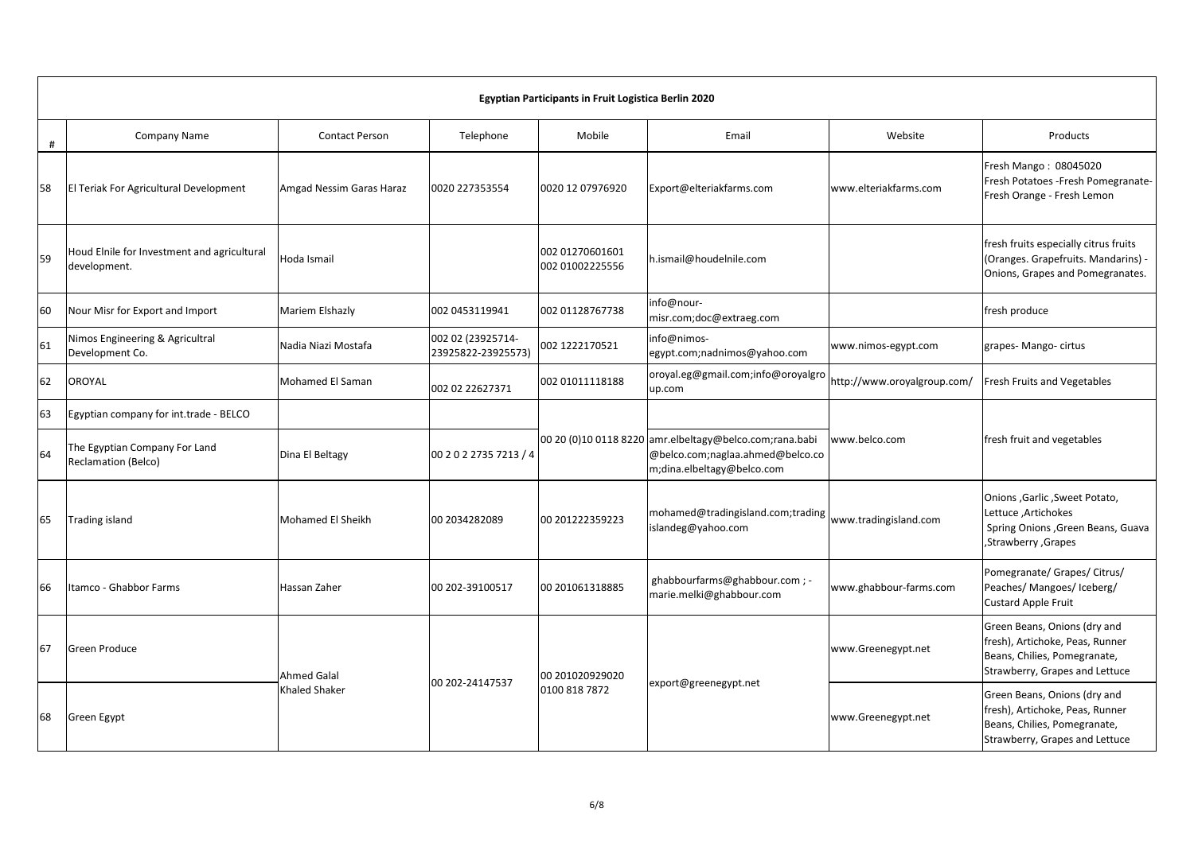**Egyptian Participants in Fruit Logistica Berlin 2020**

| # | Company Name | Contact Person | Telephone | Mobile | Email | Website | Products |
|---|---|---|---|---|---|---|---|
| 58 | El Teriak For Agricultural Development | Amgad Nessim Garas Haraz | 0020 227353554 | 0020 12 07976920 | Export@elteriakfarms.com | www.elteriakfarms.com | Fresh Mango : 08045020 Fresh Potatoes -Fresh Pomegranate-Fresh Orange - Fresh Lemon |
| 59 | Houd Elnile for Investment and agricultural development. | Hoda Ismail | | 002 01270601601 002 01002225556 | h.ismail@houdelnile.com | | fresh fruits especially citrus fruits (Oranges. Grapefruits. Mandarins) - Onions, Grapes and Pomegranates. |
| 60 | Nour Misr for Export and Import | Mariem Elshazly | 002 0453119941 | 002 01128767738 | info@nour-misr.com;doc@extraeg.com | | fresh produce |
| 61 | Nimos Engineering & Agricultral Development Co. | Nadia Niazi Mostafa | 002 02 (23925714-23925822-23925573) | 002 1222170521 | info@nimos-egypt.com;nadnimos@yahoo.com | www.nimos-egypt.com | grapes- Mango- cirtus |
| 62 | OROYAL | Mohamed El Saman | 002 02 22627371 | 002 01011118188 | oroyal.eg@gmail.com;info@oroyalgroup.com | http://www.oroyalgroup.com/ | Fresh Fruits and Vegetables |
| 63 | Egyptian company for int.trade - BELCO | | | 00 20 (0)10 0118 8220 | amr.elbeltagy@belco.com;rana.babi@belco.com;naglaa.ahmed@belco.com;dina.elbeltagy@belco.com | www.belco.com | fresh fruit and vegetables |
| 64 | The Egyptian Company For Land Reclamation (Belco) | Dina El Beltagy | 00 2 0 2 2735 7213 / 4 | | | | |
| 65 | Trading island | Mohamed El Sheikh | 00 2034282089 | 00 201222359223 | mohamed@tradingisland.com;tradingislandeg@yahoo.com | www.tradingisland.com | Onions ,Garlic ,Sweet Potato, Lettuce ,Artichokes Spring Onions ,Green Beans, Guava ,Strawberry ,Grapes |
| 66 | Itamco - Ghabbor Farms | Hassan Zaher | 00 202-39100517 | 00 201061318885 | ghabbourfarms@ghabbour.com ; -marie.melki@ghabbour.com | www.ghabbour-farms.com | Pomegranate/ Grapes/ Citrus/ Peaches/ Mangoes/ Iceberg/ Custard Apple Fruit |
| 67 | Green Produce | Ahmed Galal Khaled Shaker | 00 202-24147537 | 00 201020929020 0100 818 7872 | export@greenegypt.net | www.Greenegypt.net | Green Beans, Onions (dry and fresh), Artichoke, Peas, Runner Beans, Chilies, Pomegranate, Strawberry, Grapes and Lettuce |
| 68 | Green Egypt | | | | | www.Greenegypt.net | Green Beans, Onions (dry and fresh), Artichoke, Peas, Runner Beans, Chilies, Pomegranate, Strawberry, Grapes and Lettuce |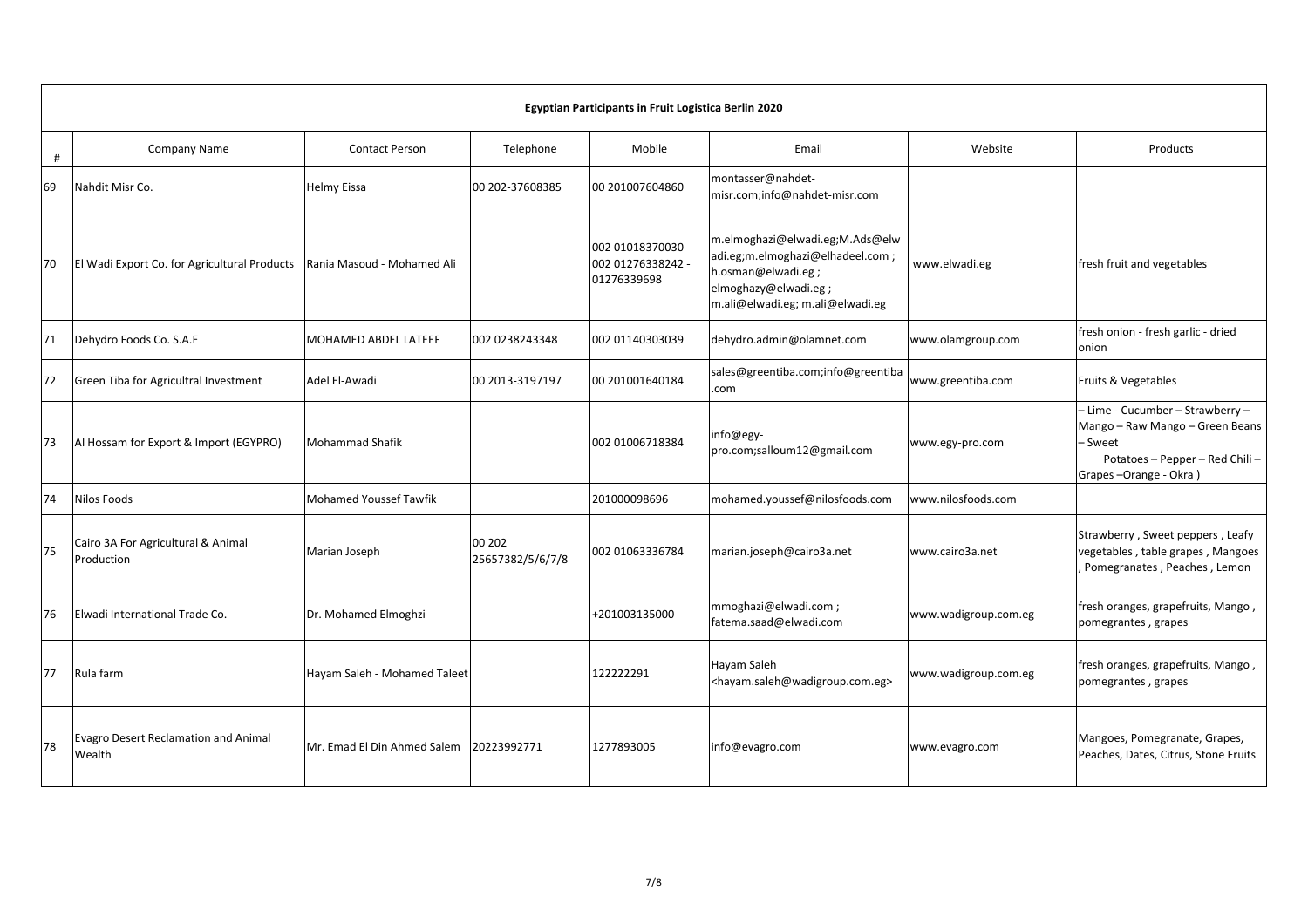| Egyptian Participants in Fruit Logistica Berlin 2020 | | | | | | | |
|---|---|---|---|---|---|---|---|
| # | Company Name | Contact Person | Telephone | Mobile | Email | Website | Products |
| 69 | Nahdit Misr Co. | Helmy Eissa | 00 202-37608385 | 00 201007604860 | montasser@nahdet-misr.com;info@nahdet-misr.com | | |
| 70 | El Wadi Export Co. for Agricultural Products | Rania Masoud - Mohamed Ali | | 002 01018370030 002 01276338242 - 01276339698 | m.elmoghazi@elwadi.eg;M.Ads@elwadi.eg;m.elmoghazi@elhadeel.com ; h.osman@elwadi.eg ; elmoghazy@elwadi.eg ; m.ali@elwadi.eg; m.ali@elwadi.eg | www.elwadi.eg | fresh fruit and vegetables |
| 71 | Dehydro Foods Co. S.A.E | MOHAMED ABDEL LATEEF | 002 0238243348 | 002 01140303039 | dehydro.admin@olamnet.com | www.olamgroup.com | fresh onion - fresh garlic - dried onion |
| 72 | Green Tiba for Agricultral Investment | Adel El-Awadi | 00 2013-3197197 | 00 201001640184 | sales@greentiba.com;info@greentiba.com | www.greentiba.com | Fruits & Vegetables |
| 73 | Al Hossam for Export & Import (EGYPRO) | Mohammad Shafik | | 002 01006718384 | info@egy-pro.com;salloum12@gmail.com | www.egy-pro.com | – Lime - Cucumber – Strawberry – Mango – Raw Mango – Green Beans – Sweet Potatoes – Pepper – Red Chili – Grapes –Orange - Okra ) |
| 74 | Nilos Foods | Mohamed Youssef Tawfik | | 201000098696 | mohamed.youssef@nilosfoods.com | www.nilosfoods.com | |
| 75 | Cairo 3A For Agricultural & Animal Production | Marian Joseph | 00 202 25657382/5/6/7/8 | 002 01063336784 | marian.joseph@cairo3a.net | www.cairo3a.net | Strawberry , Sweet peppers , Leafy vegetables , table grapes , Mangoes , Pomegranates , Peaches , Lemon |
| 76 | Elwadi International Trade Co. | Dr. Mohamed Elmoghzi | | +201003135000 | mmoghazi@elwadi.com ; fatema.saad@elwadi.com | www.wadigroup.com.eg | fresh oranges, grapefruits, Mango , pomegrantes , grapes |
| 77 | Rula farm | Hayam Saleh - Mohamed Taleet | | 122222291 | Hayam Saleh <hayam.saleh@wadigroup.com.eg> | www.wadigroup.com.eg | fresh oranges, grapefruits, Mango , pomegrantes , grapes |
| 78 | Evagro Desert Reclamation and Animal Wealth | Mr. Emad El Din Ahmed Salem | 20223992771 | 1277893005 | info@evagro.com | www.evagro.com | Mangoes, Pomegranate, Grapes, Peaches, Dates, Citrus, Stone Fruits |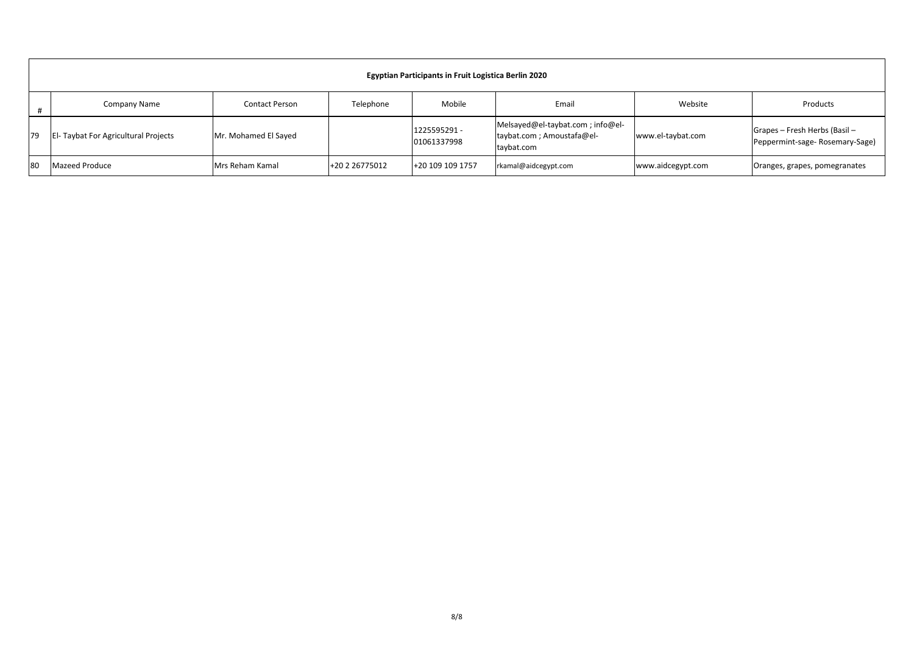**Egyptian Participants in Fruit Logistica Berlin 2020**

| # | Company Name | Contact Person | Telephone | Mobile | Email | Website | Products |
|---|---|---|---|---|---|---|---|
| 79 | El- Taybat For Agricultural Projects | Mr. Mohamed El Sayed | | 1225595291 - 01061337998 | Melsayed@el-taybat.com ; info@el-taybat.com ; Amoustafa@el-taybat.com | www.el-taybat.com | Grapes – Fresh Herbs (Basil – Peppermint-sage- Rosemary-Sage) |
| 80 | Mazeed Produce | Mrs Reham Kamal | +20 2 26775012 | +20 109 109 1757 | rkamal@aidcegypt.com | www.aidcegypt.com | Oranges, grapes, pomegranates |